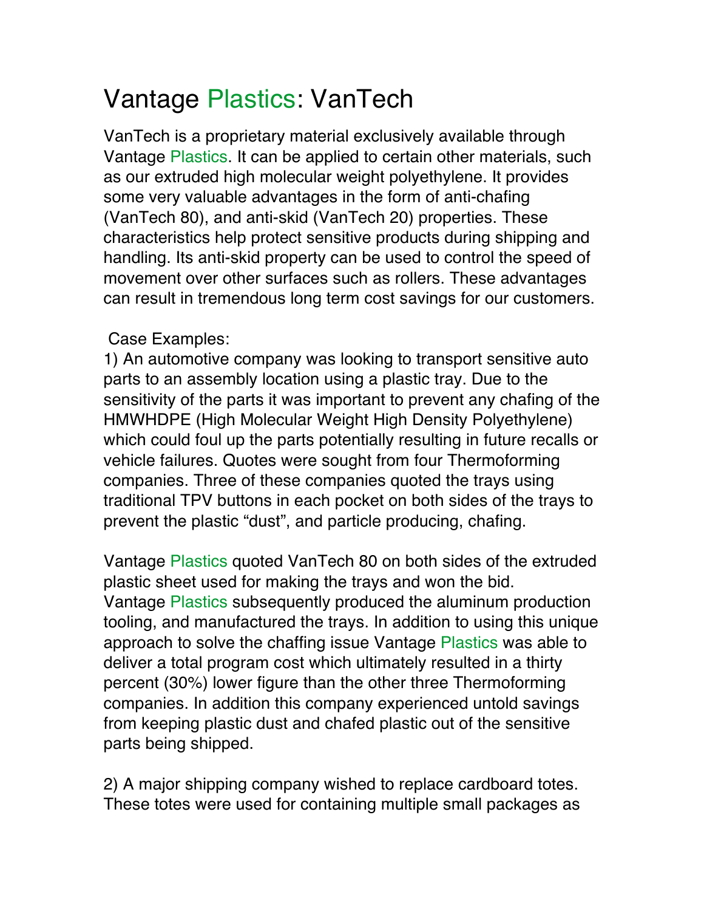# Vantage Plastics: VanTech

VanTech is a proprietary material exclusively available through Vantage Plastics. It can be applied to certain other materials, such as our extruded high molecular weight polyethylene. It provides some very valuable advantages in the form of anti-chafing (VanTech 80), and anti-skid (VanTech 20) properties. These characteristics help protect sensitive products during shipping and handling. Its anti-skid property can be used to control the speed of movement over other surfaces such as rollers. These advantages can result in tremendous long term cost savings for our customers.

Case Examples:

1) An automotive company was looking to transport sensitive auto parts to an assembly location using a plastic tray. Due to the sensitivity of the parts it was important to prevent any chafing of the HMWHDPE (High Molecular Weight High Density Polyethylene) which could foul up the parts potentially resulting in future recalls or vehicle failures. Quotes were sought from four Thermoforming companies. Three of these companies quoted the trays using traditional TPV buttons in each pocket on both sides of the trays to prevent the plastic "dust", and particle producing, chafing.

Vantage Plastics quoted VanTech 80 on both sides of the extruded plastic sheet used for making the trays and won the bid. Vantage Plastics subsequently produced the aluminum production tooling, and manufactured the trays. In addition to using this unique approach to solve the chaffing issue Vantage Plastics was able to deliver a total program cost which ultimately resulted in a thirty percent (30%) lower figure than the other three Thermoforming companies. In addition this company experienced untold savings from keeping plastic dust and chafed plastic out of the sensitive parts being shipped.

2) A major shipping company wished to replace cardboard totes. These totes were used for containing multiple small packages as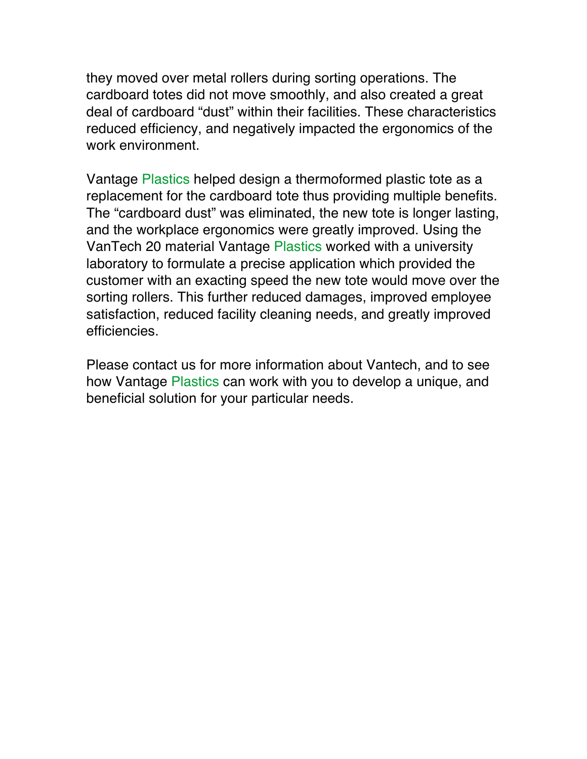they moved over metal rollers during sorting operations. The cardboard totes did not move smoothly, and also created a great deal of cardboard “dust” within their facilities. These characteristics reduced efficiency, and negatively impacted the ergonomics of the work environment.

Vantage Plastics helped design a thermoformed plastic tote as a replacement for the cardboard tote thus providing multiple benefits. The “cardboard dust” was eliminated, the new tote is longer lasting, and the workplace ergonomics were greatly improved. Using the VanTech 20 material Vantage Plastics worked with a university laboratory to formulate a precise application which provided the customer with an exacting speed the new tote would move over the sorting rollers. This further reduced damages, improved employee satisfaction, reduced facility cleaning needs, and greatly improved efficiencies.

Please contact us for more information about Vantech, and to see how Vantage Plastics can work with you to develop a unique, and beneficial solution for your particular needs.